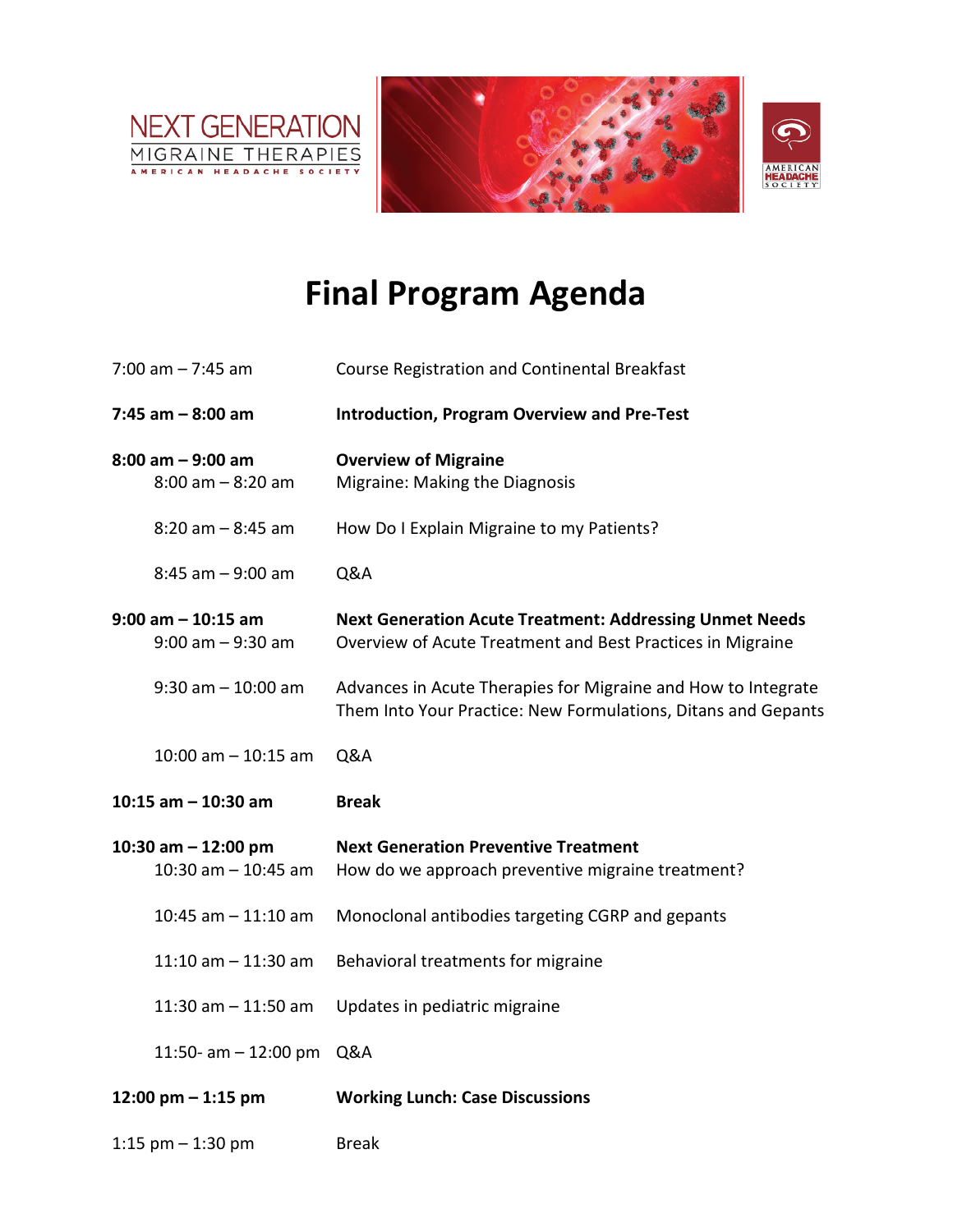NEXT GENERATION
MIGRAINE THERAPIES
AMERICAN HEADACHE SOCIETY

# Final Program Agenda

| | |
|---|---|
| 7:00 am – 7:45 am | Course Registration and Continental Breakfast |
| **7:45 am – 8:00 am** | **Introduction, Program Overview and Pre-Test** |
| **8:00 am – 9:00 am** | **Overview of Migraine** |
| 8:00 am – 8:20 am | Migraine: Making the Diagnosis |
| 8:20 am – 8:45 am | How Do I Explain Migraine to my Patients? |
| 8:45 am – 9:00 am | Q&A |
| **9:00 am – 10:15 am** | **Next Generation Acute Treatment: Addressing Unmet Needs** |
| 9:00 am – 9:30 am | Overview of Acute Treatment and Best Practices in Migraine |
| 9:30 am – 10:00 am | Advances in Acute Therapies for Migraine and How to Integrate Them Into Your Practice: New Formulations, Ditans and Gepants |
| 10:00 am – 10:15 am | Q&A |
| **10:15 am – 10:30 am** | **Break** |
| **10:30 am – 12:00 pm** | **Next Generation Preventive Treatment** |
| 10:30 am – 10:45 am | How do we approach preventive migraine treatment? |
| 10:45 am – 11:10 am | Monoclonal antibodies targeting CGRP and gepants |
| 11:10 am – 11:30 am | Behavioral treatments for migraine |
| 11:30 am – 11:50 am | Updates in pediatric migraine |
| 11:50- am – 12:00 pm | Q&A |
| **12:00 pm – 1:15 pm** | **Working Lunch: Case Discussions** |
| 1:15 pm – 1:30 pm | Break |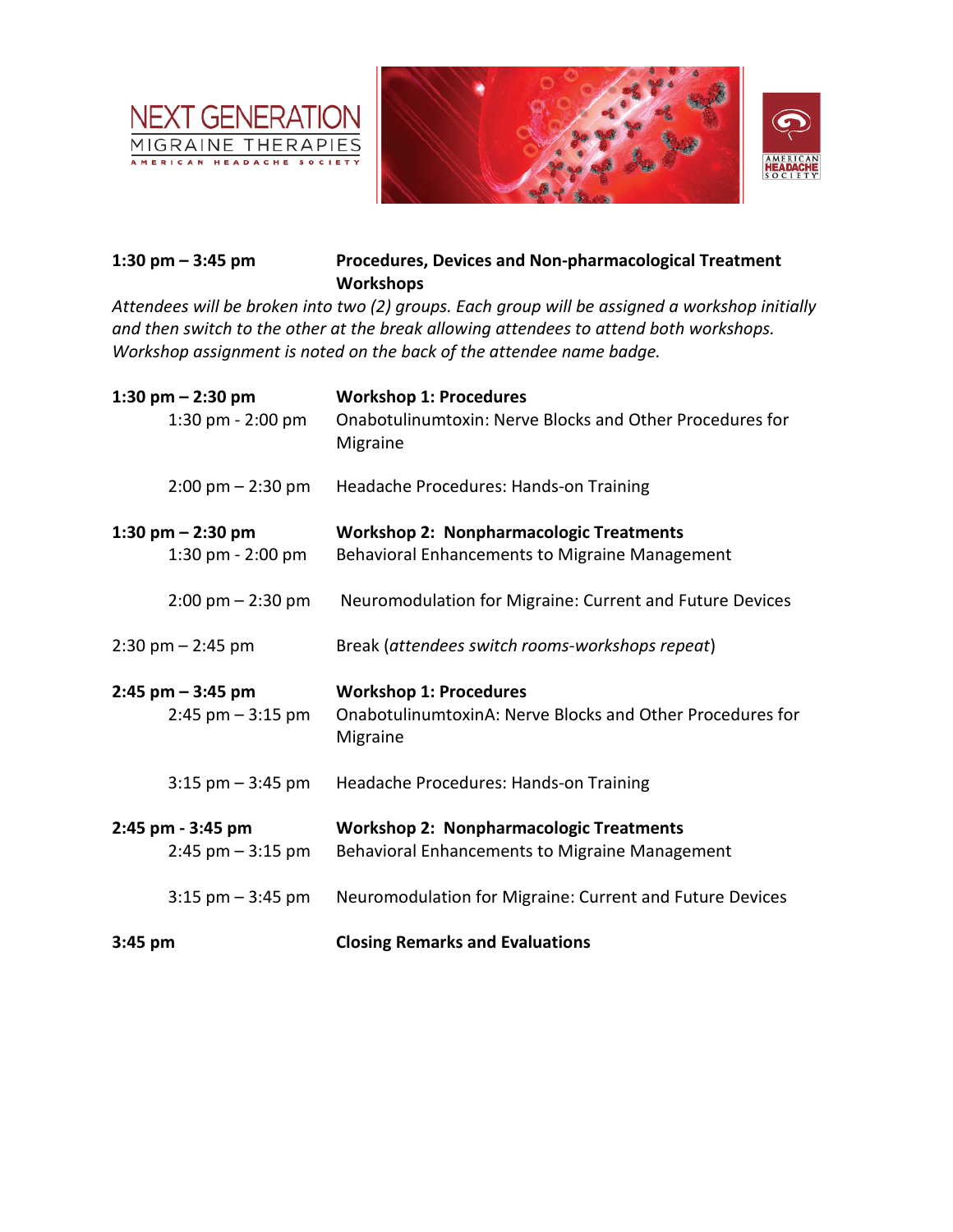**1:30 pm – 3:45 pm** **Procedures, Devices and Non-pharmacological Treatment Workshops**

*Attendees will be broken into two (2) groups. Each group will be assigned a workshop initially and then switch to the other at the break allowing attendees to attend both workshops. Workshop assignment is noted on the back of the attendee name badge.*

| | |
|---|---|
| **1:30 pm – 2:30 pm** | **Workshop 1: Procedures** |
| 1:30 pm - 2:00 pm | Onabotulinumtoxin: Nerve Blocks and Other Procedures for Migraine |
| 2:00 pm – 2:30 pm | Headache Procedures: Hands-on Training |
| **1:30 pm – 2:30 pm** | **Workshop 2: Nonpharmacologic Treatments** |
| 1:30 pm - 2:00 pm | Behavioral Enhancements to Migraine Management |
| 2:00 pm – 2:30 pm | Neuromodulation for Migraine: Current and Future Devices |
| 2:30 pm – 2:45 pm | Break (*attendees switch rooms-workshops repeat*) |
| **2:45 pm – 3:45 pm** | **Workshop 1: Procedures** |
| 2:45 pm – 3:15 pm | OnabotulinumtoxinA: Nerve Blocks and Other Procedures for Migraine |
| 3:15 pm – 3:45 pm | Headache Procedures: Hands-on Training |
| **2:45 pm - 3:45 pm** | **Workshop 2: Nonpharmacologic Treatments** |
| 2:45 pm – 3:15 pm | Behavioral Enhancements to Migraine Management |
| 3:15 pm – 3:45 pm | Neuromodulation for Migraine: Current and Future Devices |
| **3:45 pm** | **Closing Remarks and Evaluations** |